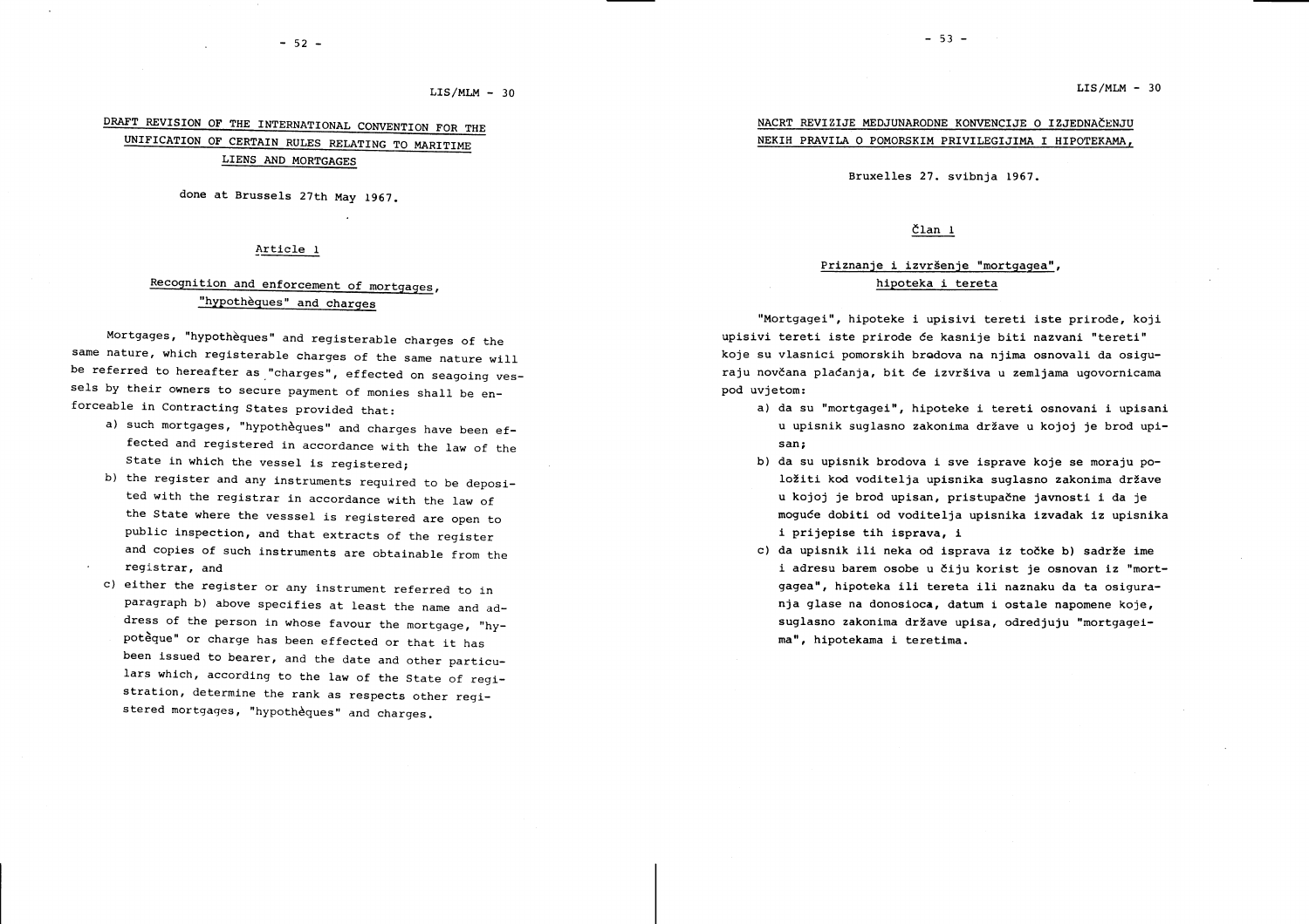LIS/MLM - 30

## DRAFT REVISION OF THE INTERNATIONAL CONVENTION FOR THE UNIFICATION OF CERTAIN RULES RELATING TO MARITIME LIENS AND MORTGAGES

done at Brussels 27th May 1967.

### Article 1

### Recognition and enforcement of mortgages, "hypothèques" and charges

Mortgages, "hypothèques" and registerable charges of the same nature, which registerable charges of the same nature will be referred to hereafter as "charges", effected on seagoing vessels by their owners to secure payment of monies shall be enforceable in Contracting States provided that:

a) such mortgages, "hypothèques" and charges have been effected and registered in accordance with the law of the State in which the vessel is registered;

b) the register and any instruments required to be deposited with the registrar in accordance with the law of the State where the vesssel is registered are open to public inspection, and that extracts of the register and copies of such instruments are obtainable from the registrar, and

c) either the register or any instrument referred to in paragraph b) above specifies at least the name and adress of the person in whose favour the mortgage, "hypotèque" or charge has been effected or that it has been issued to bearer, and the date and other particulars which, according to the law of the State of registration, determine the rank as respects other registered mortgages, "hypothèques" and charges.

LIS/MLM - 30

## NACRT REVIZIJE MEDJUNARODNE KONVENCIJE O IZJEDNAČENJU NEKIH PRAVILA O POMORSKIM PRIVILEGIJIMA I HIPOTEKAMA,

Bruxelles 27. svibnja 1967.

### Član 1

### Priznanje i izvršenje "mortgagea", hipoteka i tereta

"Mortgagei", hipoteke i upisivi tereti iste prirode, koji upisivi tereti iste prirode će kasnije biti nazvani "tereti" koje su vlasnici pomorskih brodova na njima osnovali da osiguraju novčana plaćanja, bit će izvršiva u zemljama ugovornicama pod uvjetom:

a) da su "mortgagei", hipoteke i tereti osnovani i upisani u upisnik suglasno zakonima države u kojoj je brod upisan;

b) da su upisnik brodova i sve isprave koje se moraju položiti kod voditelja upisnika suglasno zakonima države u kojoj je brod upisan, pristupačne javnosti i da je moguće dobiti od voditelja upisnika izvadak iz upisnika i prijepise tih isprava, i

c) da upisnik ili neka od isprava iz točke b) sadrže ime i adresu barem osobe u čiju korist je osnovan iz "mortgagea", hipoteka ili tereta ili naznaku da ta osiguranja glase na donosioca, datum i ostale napomene koje, suglasno zakonima države upisa, odredjuju "mortgageima", hipotekama i teretima.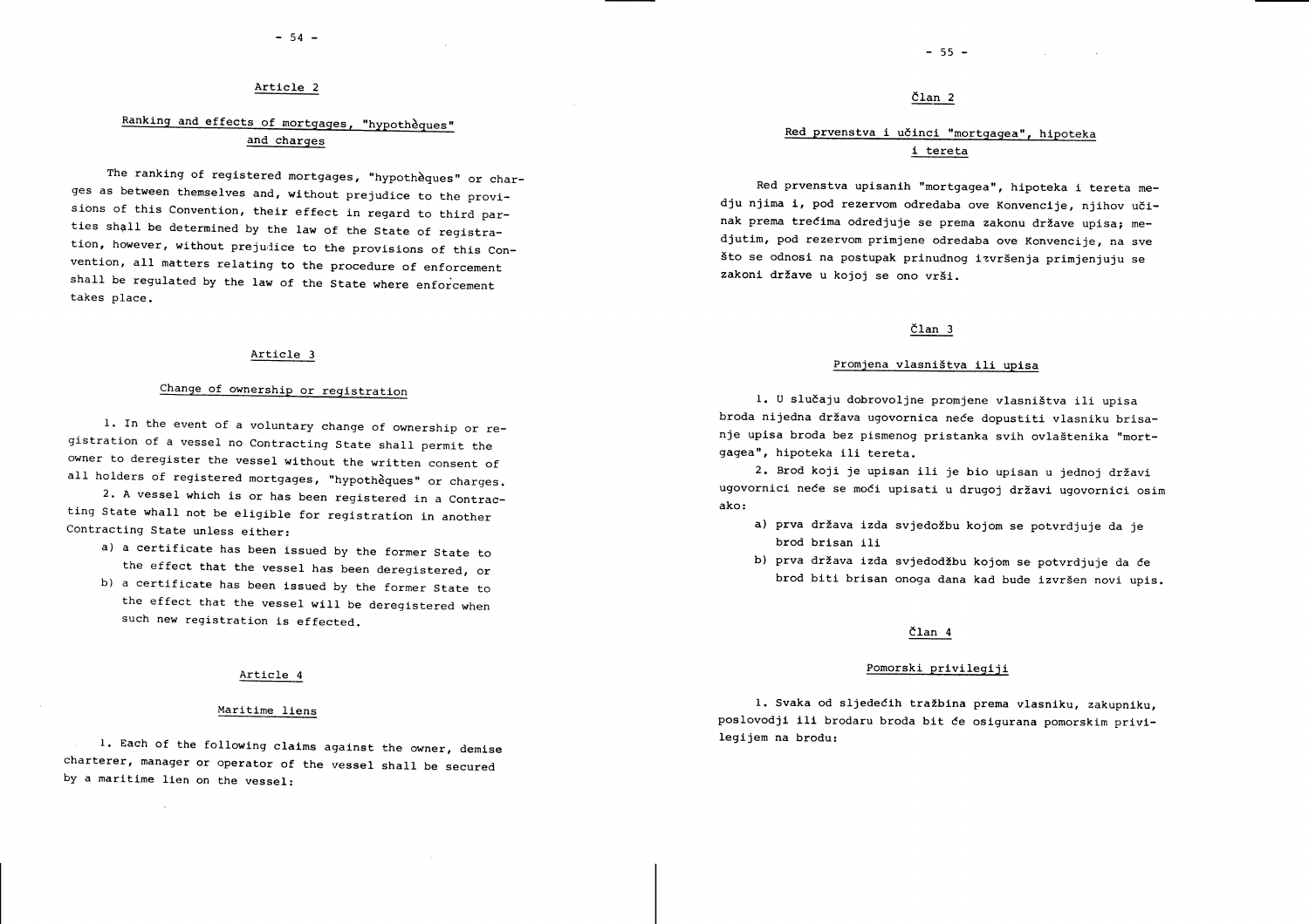## Article 2

### Ranking and effects of mortgages, "hypothèques" and charges

The ranking of registered mortgages, "hypothèques" or charges as between themselves and, without prejudice to the provisions of this Convention, their effect in regard to third parties shall be determined by the law of the State of registration, however, without prejudice to the provisions of this Convention, all matters relating to the procedure of enforcement shall be regulated by the law of the State where enforcement takes place.

## Article 3

### Change of ownership or registration

1. In the event of a voluntary change of ownership or registration of a vessel no Contracting State shall permit the owner to deregister the vessel without the written consent of all holders of registered mortgages, "hypothèques" or charges.

2. A vessel which is or has been registered in a Contracting State whall not be eligible for registration in another Contracting State unless either:

   a) a certificate has been issued by the former State to the effect that the vessel has been deregistered, or

   b) a certificate has been issued by the former State to the effect that the vessel will be deregistered when such new registration is effected.

## Article 4

### Maritime liens

1. Each of the following claims against the owner, demise charterer, manager or operator of the vessel shall be secured by a maritime lien on the vessel:

## Član 2

### Red prvenstva i učinci "mortgagea", hipoteka i tereta

Red prvenstva upisanih "mortgagea", hipoteka i tereta medju njima i, pod rezervom odredaba ove Konvencije, njihov učinak prema trećima odredjuje se prema zakonu države upisa; medjutim, pod rezervom primjene odredaba ove Konvencije, na sve što se odnosi na postupak prinudnog izvršenja primjenjuju se zakoni države u kojoj se ono vrši.

## Član 3

### Promjena vlasništva ili upisa

1. U slučaju dobrovoljne promjene vlasništva ili upisa broda nijedna država ugovornica neće dopustiti vlasniku brisanje upisa broda bez pismenog pristanka svih ovlaštenika "mortgagea", hipoteka ili tereta.

2. Brod koji je upisan ili je bio upisan u jednoj državi ugovornici neće se moći upisati u drugoj državi ugovornici osim ako:

   a) prva država izda svjedožbu kojom se potvrdjuje da je brod brisan ili

   b) prva država izda svjedodžbu kojom se potvrdjuje da će brod biti brisan onoga dana kad bude izvršen novi upis.

## Član 4

### Pomorski privilegiji

1. Svaka od sljedećih tražbina prema vlasniku, zakupniku, poslovodji ili brodaru broda bit će osigurana pomorskim privilegijem na brodu: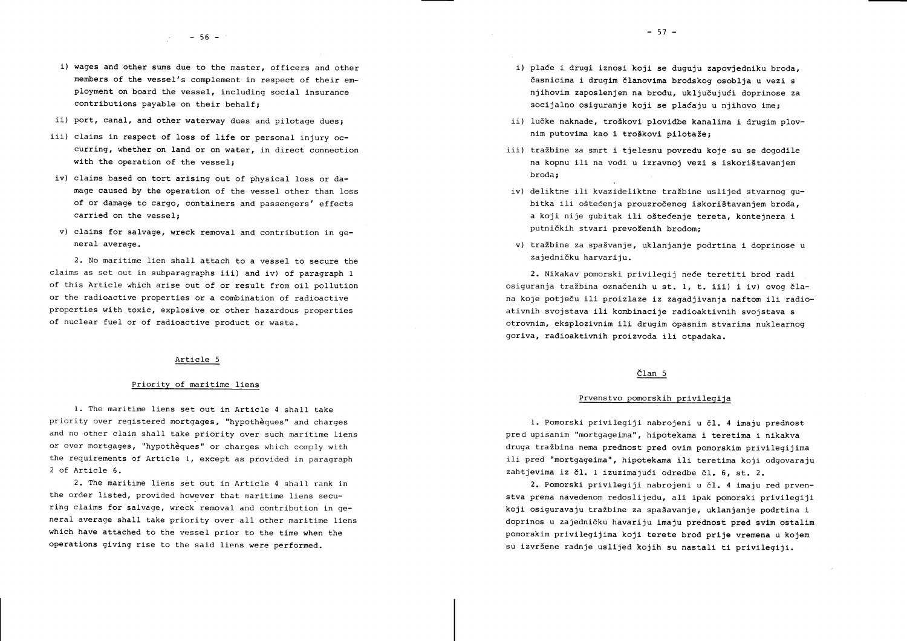i) wages and other sums due to the master, officers and other members of the vessel's complement in respect of their employment on board the vessel, including social insurance contributions payable on their behalf;

ii) port, canal, and other waterway dues and pilotage dues;

iii) claims in respect of loss of life or personal injury occurring, whether on land or on water, in direct connection with the operation of the vessel;

iv) claims based on tort arising out of physical loss or damage caused by the operation of the vessel other than loss of or damage to cargo, containers and passengers' effects carried on the vessel;

v) claims for salvage, wreck removal and contribution in general average.

2. No maritime lien shall attach to a vessel to secure the claims as set out in subparagraphs iii) and iv) of paragraph 1 of this Article which arise out of or result from oil pollution or the radioactive properties or a combination of radioactive properties with toxic, explosive or other hazardous properties of nuclear fuel or of radioactive product or waste.

## Article 5

### Priority of maritime liens

1. The maritime liens set out in Article 4 shall take priority over registered mortgages, "hypothèques" and charges and no other claim shall take priority over such maritime liens or over mortgages, "hypothèques" or charges which comply with the requirements of Article 1, except as provided in paragraph 2 of Article 6.

2. The maritime liens set out in Article 4 shall rank in the order listed, provided however that maritime liens securing claims for salvage, wreck removal and contribution in general average shall take priority over all other maritime liens which have attached to the vessel prior to the time when the operations giving rise to the said liens were performed.

i) plaće i drugi iznosi koji se duguju zapovjedniku broda, časnicima i drugim članovima brodskog osoblja u vezi s njihovim zaposlenjem na brodu, uključujući doprinose za socijalno osiguranje koji se plaćaju u njihovo ime;

ii) lučke naknade, troškovi plovidbe kanalima i drugim plovnim putovima kao i troškovi pilotaže;

iii) tražbine za smrt i tjelesnu povredu koje su se dogodile na kopnu ili na vodi u izravnoj vezi s iskorištavanjem broda;

iv) deliktne ili kvazideliktne tražbine uslijed stvarnog gubitka ili oštećenja prouzročenog iskorištavanjem broda, a koji nije gubitak ili oštećenje tereta, kontejnera i putničkih stvari prevoženih brodom;

v) tražbine za spašavanje, uklanjanje podrtina i doprinose u zajedničku harvariju.

2. Nikakav pomorski privilegij neće teretiti brod radi osiguranja tražbina označenih u st. 1, t. iii) i iv) ovog člana koje potječu ili proizlaze iz zagadjivanja naftom ili radioativnih svojstava ili kombinacije radioaktivnih svojstava s otrovnim, eksplozivnim ili drugim opasnim stvarima nuklearnog goriva, radioaktivnih proizvoda ili otpadaka.

## Član 5

### Prvenstvo pomorskih privilegija

1. Pomorski privilegiji nabrojeni u čl. 4 imaju prednost pred upisanim "mortgageima", hipotekama i teretima i nikakva druga tražbina nema prednost pred ovim pomorskim privilegijima ili pred "mortgageima", hipotekama ili teretima koji odgovaraju zahtjevima iz čl. 1 izuzimajući odredbe čl. 6, st. 2.

2. Pomorski privilegiji nabrojeni u čl. 4 imaju red prvenstva prema navedenom redoslijedu, ali ipak pomorski privilegiji koji osiguravaju tražbine za spašavanje, uklanjanje podrtina i doprinos u zajedničku havariju imaju prednost pred svim ostalim pomorskim privilegijima koji terete brod prije vremena u kojem su izvršene radnje uslijed kojih su nastali ti privilegiji.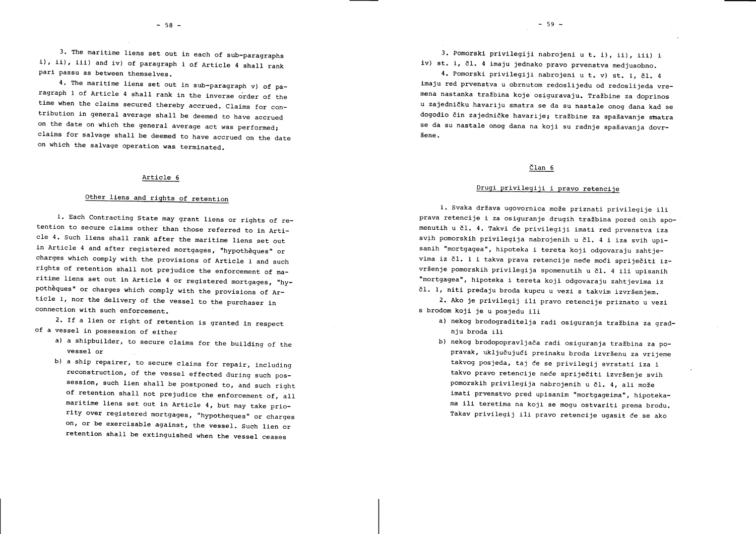3. The maritime liens set out in each of sub-paragraphs i), ii), iii) and iv) of paragraph 1 of Article 4 shall rank pari passu as between themselves.

4. The maritime liens set out in sub-paragraph v) of paragraph 1 of Article 4 shall rank in the inverse order of the time when the claims secured thereby accrued. Claims for contribution in general average shall be deemed to have accrued on the date on which the general average act was performed; claims for salvage shall be deemed to have accrued on the date on which the salvage operation was terminated.

## Article 6

### Other liens and rights of retention

1. Each Contracting State may grant liens or rights of retention to secure claims other than those referred to in Article 4. Such liens shall rank after the maritime liens set out in Article 4 and after registered mortgages, "hypothèques" or charges which comply with the provisions of Article 1 and such rights of retention shall not prejudice the enforcement of maritime liens set out in Article 4 or registered mortgages, "hypothèques" or charges which comply with the provisions of Article 1, nor the delivery of the vessel to the purchaser in connection with such enforcement.

2. If a lien or right of retention is granted in respect of a vessel in possession of either

a) a shipbuilder, to secure claims for the building of the vessel or

b) a ship repairer, to secure claims for repair, including reconstruction, of the vessel effected during such possession, such lien shall be postponed to, and such right of retention shall not prejudice the enforcement of, all maritime liens set out in Article 4, but may take priority over registered mortgages, "hypotheques" or charges on, or be exercisable against, the vessel. Such lien or retention shall be extinguished when the vessel ceases

3. Pomorski privilegiji nabrojeni u t. i), ii), iii) i iv) st. 1, čl. 4 imaju jednako pravo prvenstva medjusobno.

4. Pomorski privilegiji nabrojeni u t. v) st. 1, čl. 4 imaju red prvenstva u obrnutom redoslijedu od redoslijeda vremena nastanka tražbina koje osiguravaju. Tražbine za doprinos u zajedničku havariju smatra se da su nastale onog dana kad se dogodio čin zajedničke havarije; tražbine za spašavanje smatra se da su nastale onog dana na koji su radnje spašavanja dovršene.

## Član 6

### Drugi privilegiji i pravo retencije

1. Svaka država ugovornica može priznati privilegije ili prava retencije i za osiguranje drugih tražbina pored onih spomenutih u čl. 4. Takvi će privilegiji imati red prvenstva iza svih pomorskih privilegija nabrojenih u čl. 4 i iza svih upisanih "mortgagea", hipoteka i tereta koji odgovaraju zahtjevima iz čl. 1 i takva prava retencije neće moći spriječiti izvršenje pomorskih privilegija spomenutih u čl. 4 ili upisanih "mortgagea", hipoteka i tereta koji odgovaraju zahtjevima iz čl. 1, niti predaju broda kupcu u vezi s takvim izvršenjem.

2. Ako je privilegij ili pravo retencije priznato u vezi s brodom koji je u posjedu ili

a) nekog brodograditelja radi osiguranja tražbina za gradnju broda ili

b) nekog brodopopravljača radi osiguranja tražbina za popravak, uključujući preinaku broda izvršenu za vrijeme takvog posjeda, taj će se privilegij svrstati iza i takvo pravo retencije neće spriječiti izvršenje svih pomorskih privilegija nabrojenih u čl. 4, ali može imati prvenstvo pred upisanim "mortgageima", hipotekama ili teretima na koji se mogu ostvariti prema brodu. Takav privilegij ili pravo retencije ugasit će se ako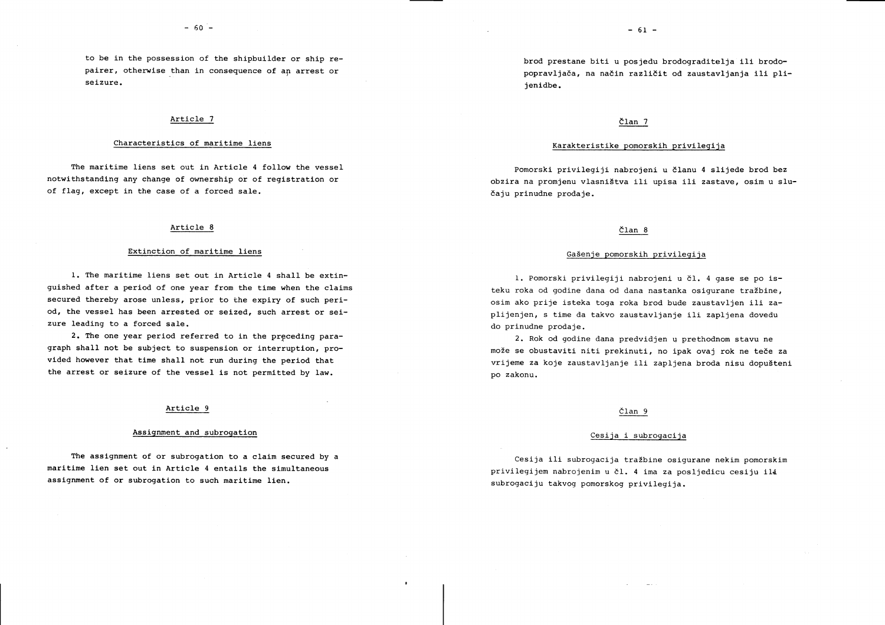to be in the possession of the shipbuilder or ship repairer, otherwise than in consequence of an arrest or seizure.

## Article 7

### Characteristics of maritime liens

The maritime liens set out in Article 4 follow the vessel notwithstanding any change of ownership or of registration or of flag, except in the case of a forced sale.

## Article 8

### Extinction of maritime liens

1. The maritime liens set out in Article 4 shall be extinguished after a period of one year from the time when the claims secured thereby arose unless, prior to the expiry of such period, the vessel has been arrested or seized, such arrest or seizure leading to a forced sale.
2. The one year period referred to in the preceding paragraph shall not be subject to suspension or interruption, provided however that time shall not run during the period that the arrest or seizure of the vessel is not permitted by law.

## Article 9

### Assignment and subrogation

The assignment of or subrogation to a claim secured by a maritime lien set out in Article 4 entails the simultaneous assignment of or subrogation to such maritime lien.

brod prestane biti u posjedu brodograditelja ili brodopopravljača, na način različit od zaustavljanja ili plijenidbe.

## Član 7

### Karakteristike pomorskih privilegija

Pomorski privilegiji nabrojeni u članu 4 slijede brod bez obzira na promjenu vlasništva ili upisa ili zastave, osim u slučaju prinudne prodaje.

## Član 8

### Gašenje pomorskih privilegija

1. Pomorski privilegiji nabrojeni u čl. 4 gase se po isteku roka od godine dana od dana nastanka osigurane tražbine, osim ako prije isteka toga roka brod bude zaustavljen ili zaplijenjen, s time da takvo zaustavljanje ili zapljena dovedu do prinudne prodaje.
2. Rok od godine dana predvidjen u prethodnom stavu ne može se obustaviti niti prekinuti, no ipak ovaj rok ne teče za vrijeme za koje zaustavljanje ili zapljena broda nisu dopušteni po zakonu.

## Član 9

### Cesija i subrogacija

Cesija ili subrogacija tražbine osigurane nekim pomorskim privilegijem nabrojenim u čl. 4 ima za posljedicu cesiju ili subrogaciju takvog pomorskog privilegija.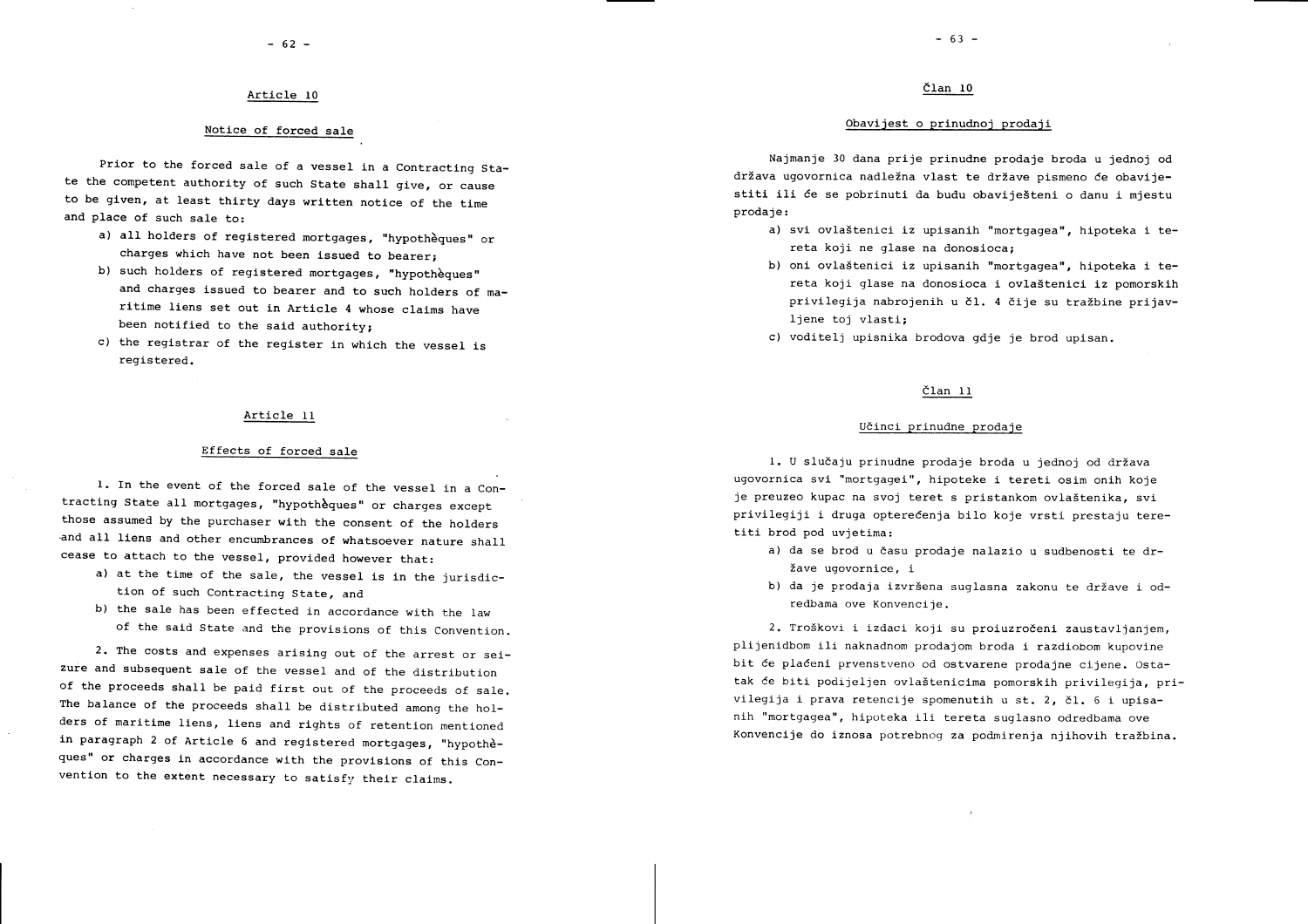## Article 10

### Notice of forced sale

Prior to the forced sale of a vessel in a Contracting State the competent authority of such State shall give, or cause to be given, at least thirty days written notice of the time and place of such sale to:

a) all holders of registered mortgages, "hypothèques" or charges which have not been issued to bearer;

b) such holders of registered mortgages, "hypothèques" and charges issued to bearer and to such holders of maritime liens set out in Article 4 whose claims have been notified to the said authority;

c) the registrar of the register in which the vessel is registered.

## Article 11

### Effects of forced sale

1. In the event of the forced sale of the vessel in a Contracting State all mortgages, "hypothèques" or charges except those assumed by the purchaser with the consent of the holders and all liens and other encumbrances of whatsoever nature shall cease to attach to the vessel, provided however that:

a) at the time of the sale, the vessel is in the jurisdiction of such Contracting State, and

b) the sale has been effected in accordance with the law of the said State and the provisions of this Convention.

2. The costs and expenses arising out of the arrest or seizure and subsequent sale of the vessel and of the distribution of the proceeds shall be paid first out of the proceeds of sale. The balance of the proceeds shall be distributed among the holders of maritime liens, liens and rights of retention mentioned in paragraph 2 of Article 6 and registered mortgages, "hypothèques" or charges in accordance with the provisions of this Convention to the extent necessary to satisfy their claims.

## Član 10

### Obavijest o prinudnoj prodaji

Najmanje 30 dana prije prinudne prodaje broda u jednoj od država ugovornica nadležna vlast te države pismeno će obavijestiti ili će se pobrinuti da budu obaviješteni o danu i mjestu prodaje:

a) svi ovlaštenici iz upisanih "mortgagea", hipoteka i tereta koji ne glase na donosioca;

b) oni ovlaštenici iz upisanih "mortgagea", hipoteka i tereta koji glase na donosioca i ovlaštenici iz pomorskih privilegija nabrojenih u čl. 4 čije su tražbine prijavljene toj vlasti;

c) voditelj upisnika brodova gdje je brod upisan.

## Član 11

### Učinci prinudne prodaje

1. U slučaju prinudne prodaje broda u jednoj od država ugovornica svi "mortgagei", hipoteke i tereti osim onih koje je preuzeo kupac na svoj teret s pristankom ovlaštenika, svi privilegiji i druga opterećenja bilo koje vrsti prestaju teretiti brod pod uvjetima:

a) da se brod u času prodaje nalazio u sudbenosti te države ugovornice, i

b) da je prodaja izvršena suglasna zakonu te države i odredbama ove Konvencije.

2. Troškovi i izdaci koji su proiuzročeni zaustavljanjem, plijenidbom ili naknadnom prodajom broda i razdiobom kupovine bit će plaćeni prvenstveno od ostvarene prodajne cijene. Ostatak će biti podijeljen ovlaštenicima pomorskih privilegija, privilegija i prava retencije spomenutih u st. 2, čl. 6 i upisanih "mortgagea", hipoteka ili tereta suglasno odredbama ove Konvencije do iznosa potrebnog za podmirenja njihovih tražbina.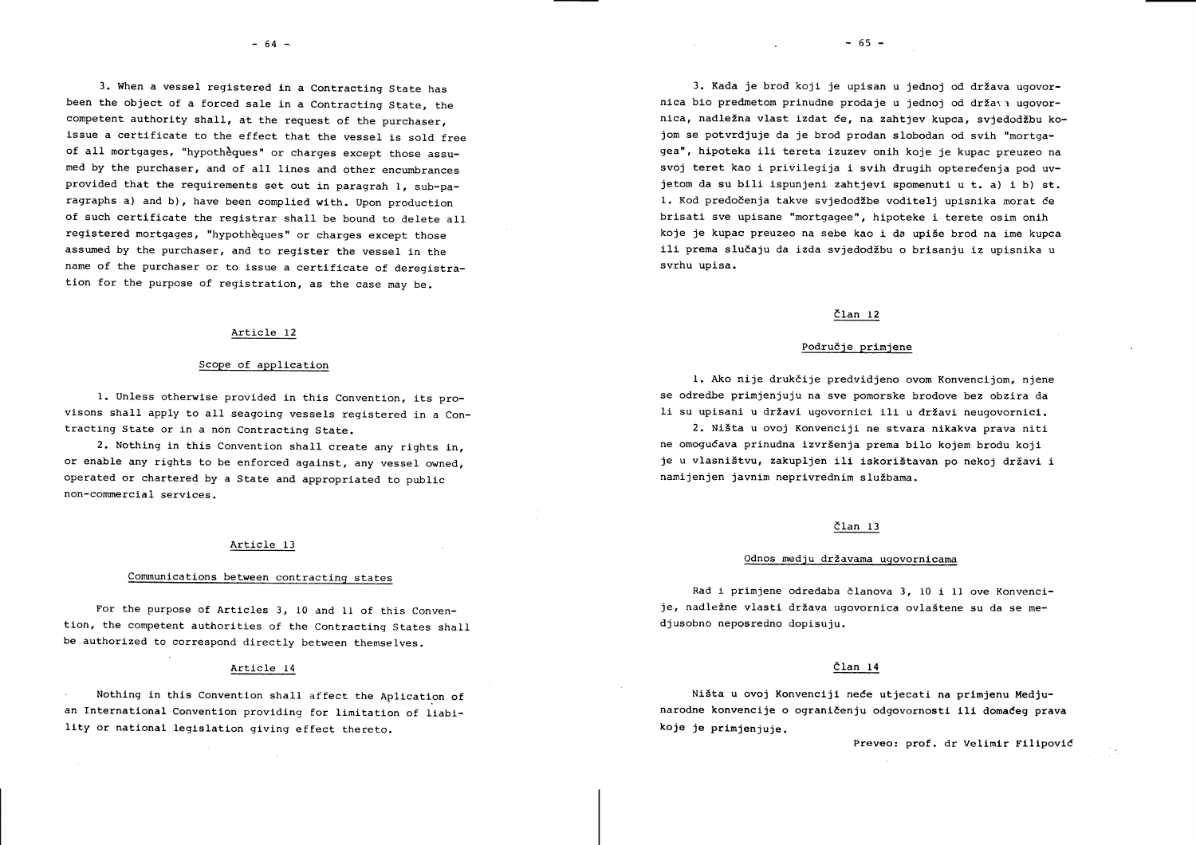3. When a vessel registered in a Contracting State has been the object of a forced sale in a Contracting State, the competent authority shall, at the request of the purchaser, issue a certificate to the effect that the vessel is sold free of all mortgages, "hypothèques" or charges except those assumed by the purchaser, and of all lines and other encumbrances provided that the requirements set out in paragrah 1, sub-paragraphs a) and b), have been complied with. Upon production of such certificate the registrar shall be bound to delete all registered mortgages, "hypothèques" or charges except those assumed by the purchaser, and to register the vessel in the name of the purchaser or to issue a certificate of deregistration for the purpose of registration, as the case may be.

## Article 12

### Scope of application

1. Unless otherwise provided in this Convention, its provisons shall apply to all seagoing vessels registered in a Contracting State or in a non Contracting State.

2. Nothing in this Convention shall create any rights in, or enable any rights to be enforced against, any vessel owned, operated or chartered by a State and appropriated to public non-commercial services.

## Article 13

### Communications between contracting states

For the purpose of Articles 3, 10 and 11 of this Convention, the competent authorities of the Contracting States shall be authorized to correspond directly between themselves.

## Article 14

Nothing in this Convention shall affect the Aplication of an International Convention providing for limitation of liability or national legislation giving effect thereto.

3. Kada je brod koji je upisan u jednoj od država ugovornica bio predmetom prinudne prodaje u jednoj od država ugovornica, nadležna vlast izdat će, na zahtjev kupca, svjedodžbu kojom se potvrdjuje da je brod prodan slobodan od svih "mortgagea", hipoteka ili tereta izuzev onih koje je kupac preuzeo na svoj teret kao i privilegija i svih drugih opterećenja pod uvjetom da su bili ispunjeni zahtjevi spomenuti u t. a) i b) st. 1. Kod predočenja takve svjedodžbe voditelj upisnika morat će brisati sve upisane "mortgagee", hipoteke i terete osim onih koje je kupac preuzeo na sebe kao i da upiše brod na ime kupca ili prema slučaju da izda svjedodžbu o brisanju iz upisnika u svrhu upisa.

## Član 12

### Područje primjene

1. Ako nije drukčije predvidjeno ovom Konvencijom, njene se odredbe primjenjuju na sve pomorske brodove bez obzira da li su upisani u državi ugovornici ili u državi neugovornici.

2. Ništa u ovoj Konvenciji ne stvara nikakva prava niti ne omogućava prinudna izvršenja prema bilo kojem brodu koji je u vlasništvu, zakupljen ili iskorištavan po nekoj državi i namijenjen javnim neprivrednim službama.

## Član 13

### Odnos medju državama ugovornicama

Rad i primjene odredaba članova 3, 10 i 11 ove Konvencije, nadležne vlasti država ugovornica ovlaštene su da se medjusobno neposredno dopisuju.

## Član 14

Ništa u ovoj Konvenciji neće utjecati na primjenu Medjunarodne konvencije o ograničenju odgovornosti ili domaćeg prava koje je primjenjuje.

Preveo: prof. dr Velimir Filipović